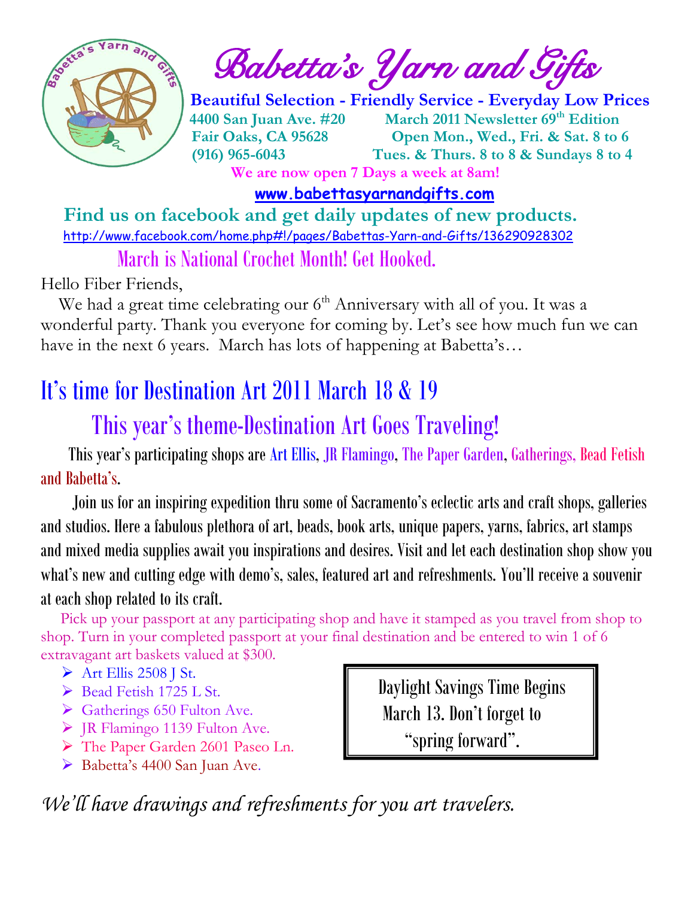# Babetta's Yarn and Gifts

**Beautiful Selection - Friendly Service - Everyday Low Prices**

**4400 San Juan Ave. #20**
**Fair Oaks, CA 95628**
**(916) 965-6043**

**March 2011 Newsletter 69th Edition**
**Open Mon., Wed., Fri. & Sat. 8 to 6**
**Tues. & Thurs. 8 to 8 & Sundays 8 to 4**

**We are now open 7 Days a week at 8am!**

**www.babettasyarnandgifts.com**

**Find us on facebook and get daily updates of new products.**

http://www.facebook.com/home.php#!/pages/Babettas-Yarn-and-Gifts/136290928302

March is National Crochet Month! Get Hooked.

Hello Fiber Friends,

We had a great time celebrating our 6th Anniversary with all of you. It was a wonderful party. Thank you everyone for coming by. Let's see how much fun we can have in the next 6 years. March has lots of happening at Babetta's…

## It's time for Destination Art 2011 March 18 & 19

### This year's theme-Destination Art Goes Traveling!

This year's participating shops are Art Ellis, JR Flamingo, The Paper Garden, Gatherings, Bead Fetish and Babetta's.

Join us for an inspiring expedition thru some of Sacramento's eclectic arts and craft shops, galleries and studios. Here a fabulous plethora of art, beads, book arts, unique papers, yarns, fabrics, art stamps and mixed media supplies await you inspirations and desires. Visit and let each destination shop show you what's new and cutting edge with demo's, sales, featured art and refreshments. You'll receive a souvenir at each shop related to its craft.

Pick up your passport at any participating shop and have it stamped as you travel from shop to shop. Turn in your completed passport at your final destination and be entered to win 1 of 6 extravagant art baskets valued at $300.

- Art Ellis 2508 J St.
- Bead Fetish 1725 L St.
- Gatherings 650 Fulton Ave.
- JR Flamingo 1139 Fulton Ave.
- The Paper Garden 2601 Paseo Ln.
- Babetta's 4400 San Juan Ave.

Daylight Savings Time Begins March 13. Don't forget to "spring forward".

*We'll have drawings and refreshments for you art travelers.*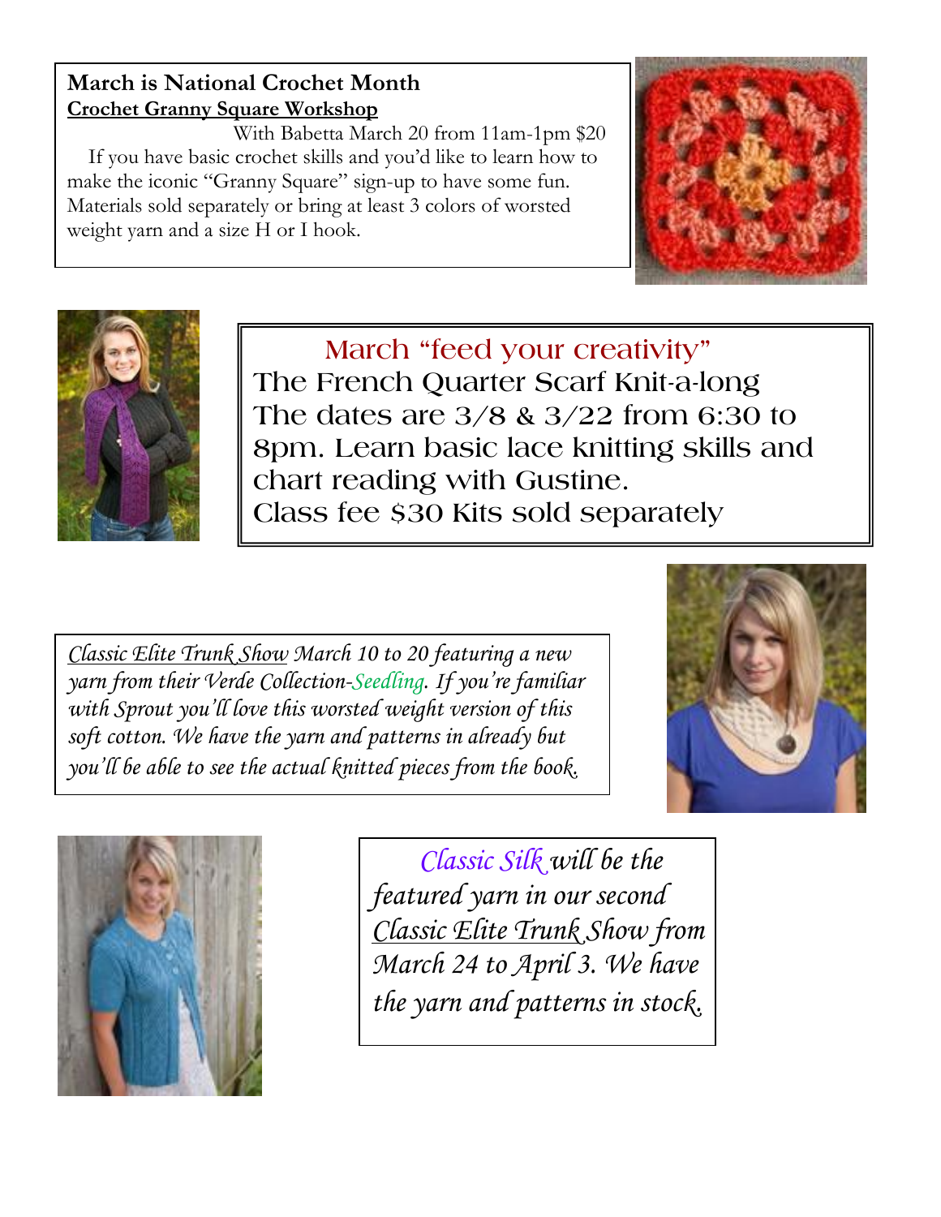**March is National Crochet Month**

**Crochet Granny Square Workshop**

With Babetta March 20 from 11am-1pm $20

If you have basic crochet skills and you'd like to learn how to make the iconic "Granny Square" sign-up to have some fun. Materials sold separately or bring at least 3 colors of worsted weight yarn and a size H or I hook.

March "feed your creativity"

The French Quarter Scarf Knit-a-long
The dates are 3/8 & 3/22 from 6:30 to 8pm. Learn basic lace knitting skills and chart reading with Gustine.
Class fee $30 Kits sold separately

*Classic Elite Trunk Show March 10 to 20 featuring a new yarn from their Verde Collection-Seedling. If you're familiar with Sprout you'll love this worsted weight version of this soft cotton. We have the yarn and patterns in already but you'll be able to see the actual knitted pieces from the book.*

*Classic Silk will be the featured yarn in our second Classic Elite Trunk Show from March 24 to April 3. We have the yarn and patterns in stock.*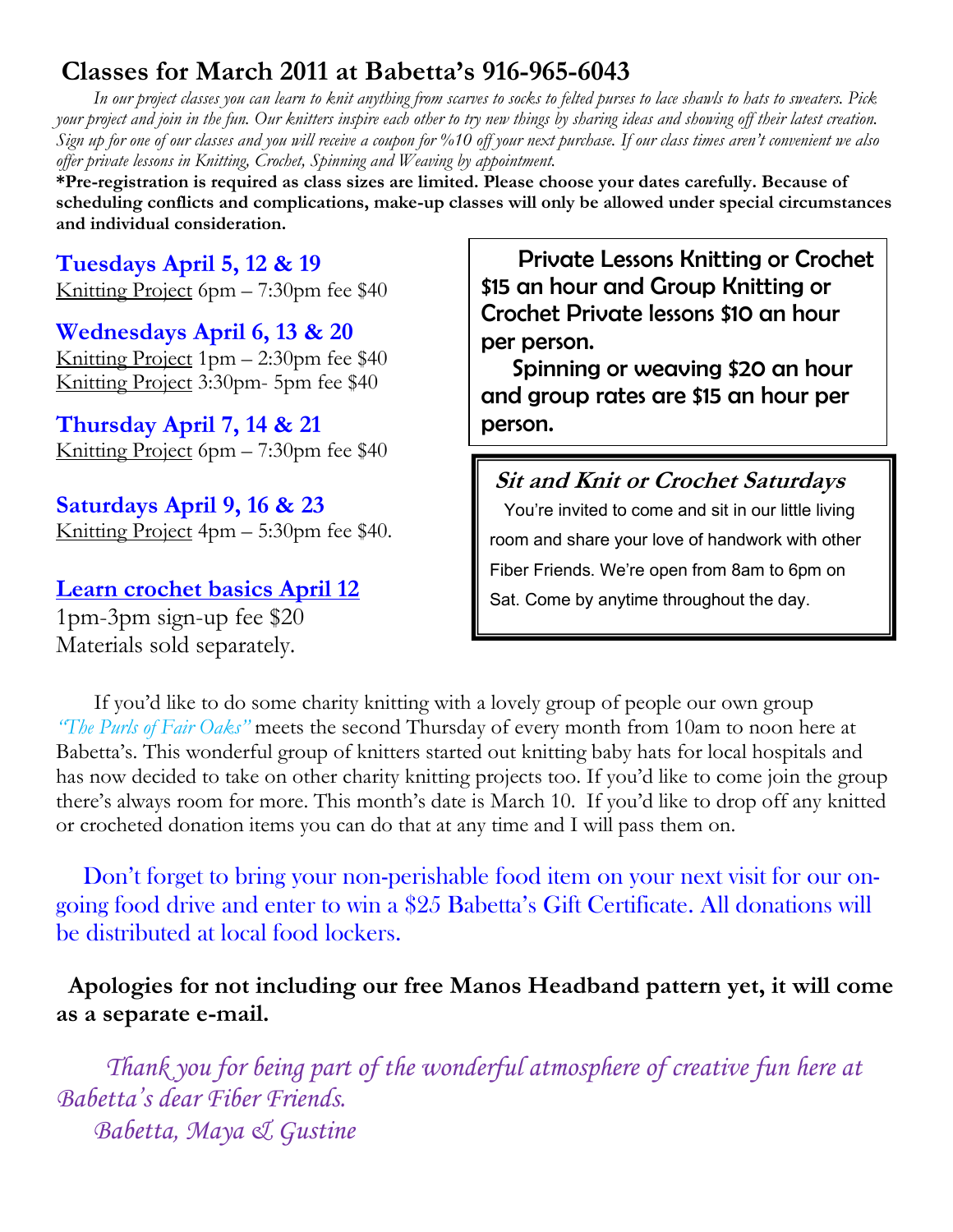# Classes for March 2011 at Babetta's 916-965-6043

*In our project classes you can learn to knit anything from scarves to socks to felted purses to lace shawls to hats to sweaters. Pick your project and join in the fun. Our knitters inspire each other to try new things by sharing ideas and showing off their latest creation. Sign up for one of our classes and you will receive a coupon for %10 off your next purchase. If our class times aren't convenient we also offer private lessons in Knitting, Crochet, Spinning and Weaving by appointment.*

**\*Pre-registration is required as class sizes are limited. Please choose your dates carefully. Because of scheduling conflicts and complications, make-up classes will only be allowed under special circumstances and individual consideration.**

### Tuesdays April 5, 12 & 19

Knitting Project 6pm – 7:30pm fee $40

### Wednesdays April 6, 13 & 20

Knitting Project 1pm – 2:30pm fee $40
Knitting Project 3:30pm- 5pm fee $40

### Thursday April 7, 14 & 21

Knitting Project 6pm – 7:30pm fee $40

### Saturdays April 9, 16 & 23

Knitting Project 4pm – 5:30pm fee $40.

### Learn crochet basics April 12

1pm-3pm sign-up fee $20
Materials sold separately.

Private Lessons Knitting or Crochet $15 an hour and Group Knitting or Crochet Private lessons $10 an hour per person.

Spinning or weaving $20 an hour and group rates are $15 an hour per person.

### *Sit and Knit or Crochet Saturdays*

You're invited to come and sit in our little living room and share your love of handwork with other Fiber Friends. We're open from 8am to 6pm on Sat. Come by anytime throughout the day.

If you'd like to do some charity knitting with a lovely group of people our own group *"The Purls of Fair Oaks"* meets the second Thursday of every month from 10am to noon here at Babetta's. This wonderful group of knitters started out knitting baby hats for local hospitals and has now decided to take on other charity knitting projects too. If you'd like to come join the group there's always room for more. This month's date is March 10. If you'd like to drop off any knitted or crocheted donation items you can do that at any time and I will pass them on.

Don't forget to bring your non-perishable food item on your next visit for our on-going food drive and enter to win a $25 Babetta's Gift Certificate. All donations will be distributed at local food lockers.

**Apologies for not including our free Manos Headband pattern yet, it will come as a separate e-mail.**

*Thank you for being part of the wonderful atmosphere of creative fun here at Babetta's dear Fiber Friends.*
*Babetta, Maya & Gustine*